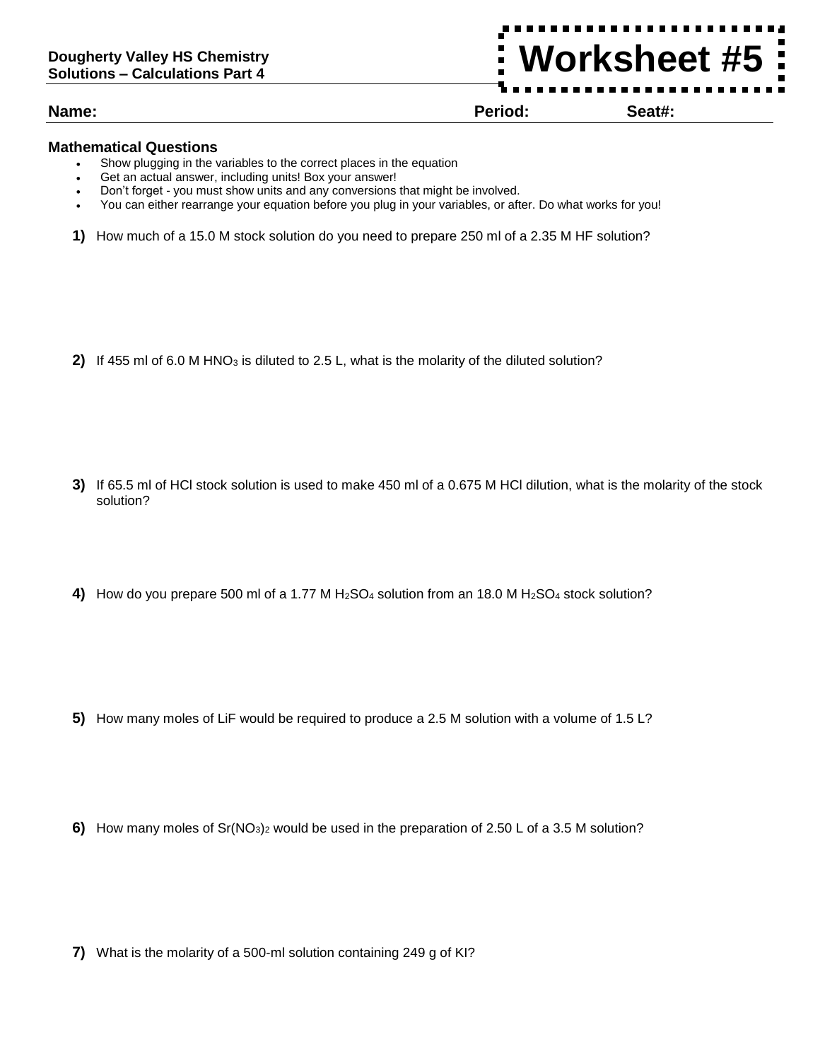**Dougherty Valley HS Chemistry**
**Solutions – Calculations Part 4**

# Worksheet #5

**Name:** **Period:** **Seat#:**

### Mathematical Questions

- Show plugging in the variables to the correct places in the equation
- Get an actual answer, including units! Box your answer!
- Don't forget - you must show units and any conversions that might be involved.
- You can either rearrange your equation before you plug in your variables, or after. Do what works for you!

**1)** How much of a 15.0 M stock solution do you need to prepare 250 ml of a 2.35 M HF solution?

**2)** If 455 ml of 6.0 M $HNO_3$ is diluted to 2.5 L, what is the molarity of the diluted solution?

**3)** If 65.5 ml of HCl stock solution is used to make 450 ml of a 0.675 M HCl dilution, what is the molarity of the stock solution?

**4)** How do you prepare 500 ml of a 1.77 M $H_2SO_4$ solution from an 18.0 M $H_2SO_4$ stock solution?

**5)** How many moles of LiF would be required to produce a 2.5 M solution with a volume of 1.5 L?

**6)** How many moles of $Sr(NO_3)_2$ would be used in the preparation of 2.50 L of a 3.5 M solution?

**7)** What is the molarity of a 500-ml solution containing 249 g of KI?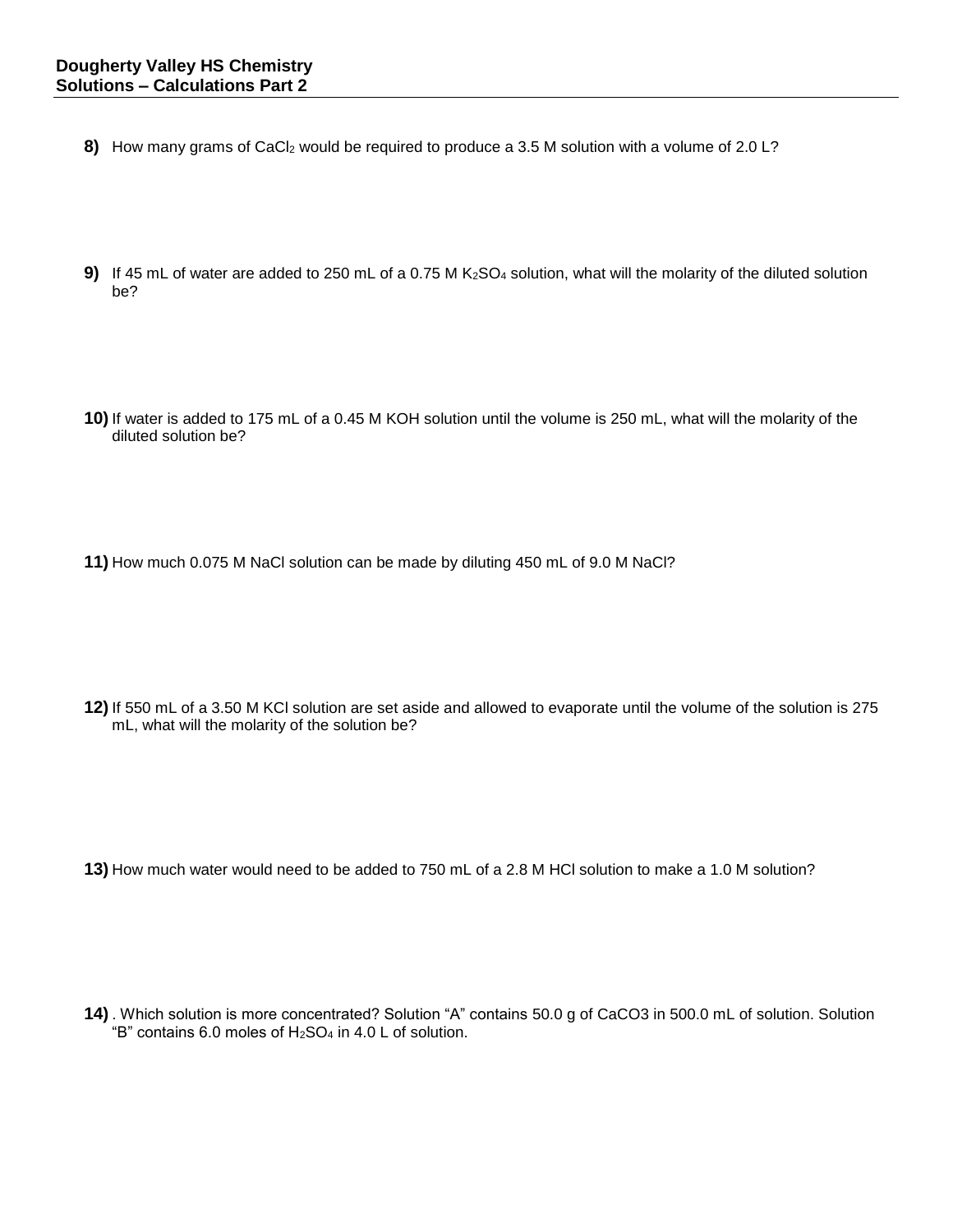**Dougherty Valley HS Chemistry**
**Solutions – Calculations Part 2**

**8)** How many grams of $CaCl_2$ would be required to produce a 3.5 M solution with a volume of 2.0 L?

**9)** If 45 mL of water are added to 250 mL of a 0.75 M $K_2SO_4$ solution, what will the molarity of the diluted solution be?

**10)** If water is added to 175 mL of a 0.45 M KOH solution until the volume is 250 mL, what will the molarity of the diluted solution be?

**11)** How much 0.075 M NaCl solution can be made by diluting 450 mL of 9.0 M NaCl?

**12)** If 550 mL of a 3.50 M KCl solution are set aside and allowed to evaporate until the volume of the solution is 275 mL, what will the molarity of the solution be?

**13)** How much water would need to be added to 750 mL of a 2.8 M HCl solution to make a 1.0 M solution?

**14)** . Which solution is more concentrated? Solution "A" contains 50.0 g of CaCO3 in 500.0 mL of solution. Solution "B" contains 6.0 moles of $H_2SO_4$ in 4.0 L of solution.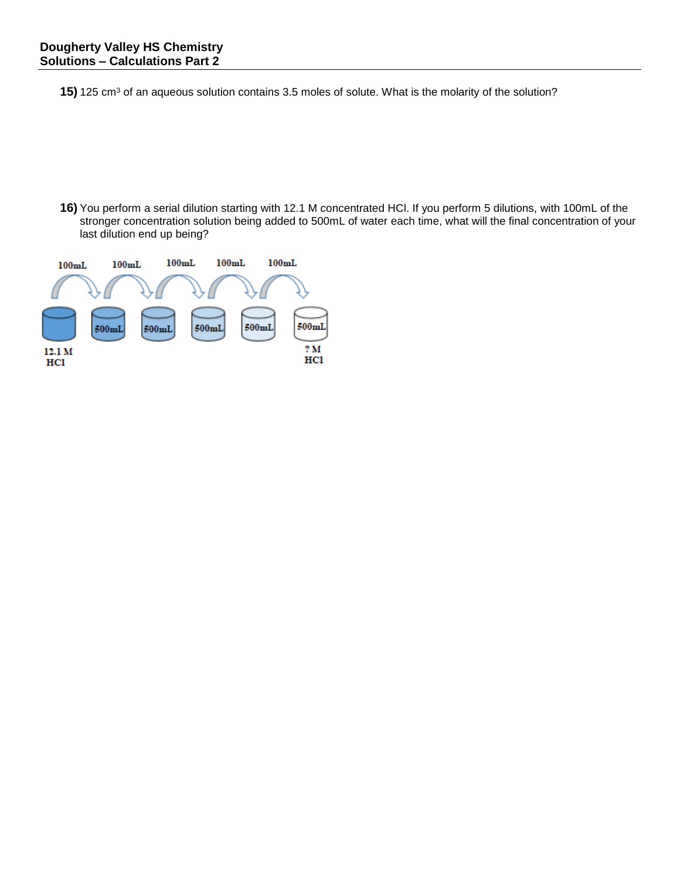**15)** 125 $cm^3$ of an aqueous solution contains 3.5 moles of solute. What is the molarity of the solution?

**16)** You perform a serial dilution starting with 12.1 M concentrated HCl. If you perform 5 dilutions, with 100mL of the stronger concentration solution being added to 500mL of water each time, what will the final concentration of your last dilution end up being?

100mL 100mL 100mL 100mL 100mL

500mL 500mL 500mL 500mL 500mL

12.1 M HCl

? M HCl